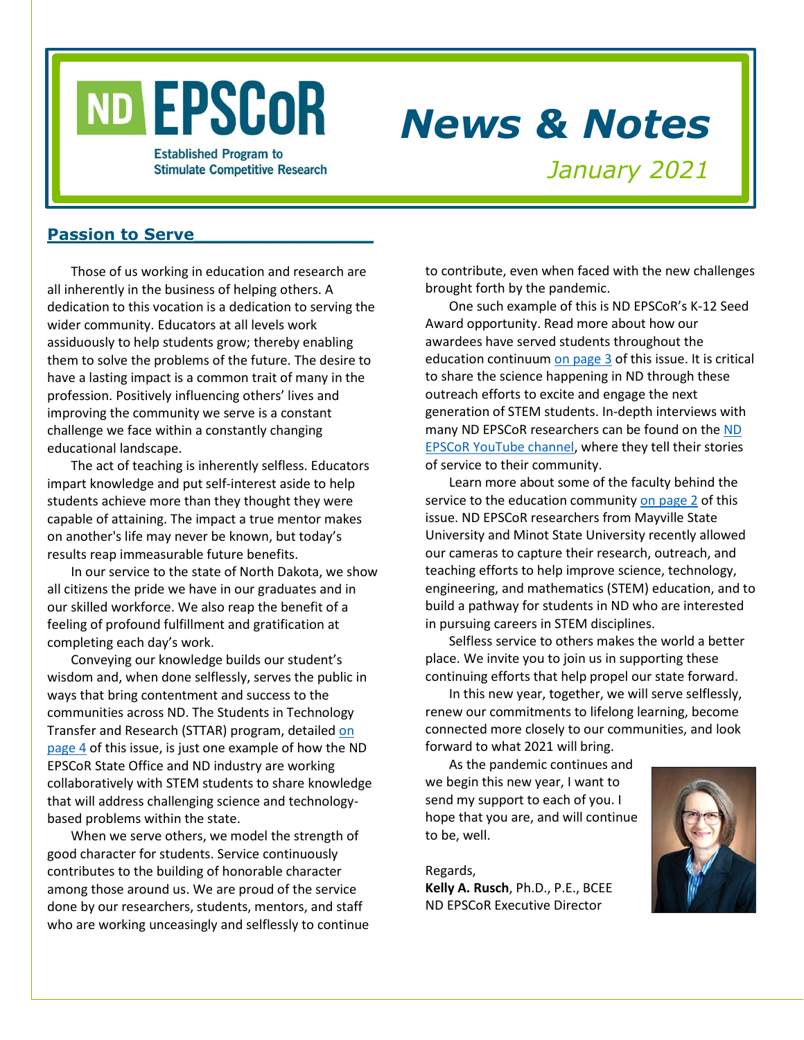# ND EPSCoR

Established Program to Stimulate Competitive Research

# News & Notes

*January 2021*

## Passion to Serve

Those of us working in education and research are all inherently in the business of helping others. A dedication to this vocation is a dedication to serving the wider community. Educators at all levels work assiduously to help students grow; thereby enabling them to solve the problems of the future. The desire to have a lasting impact is a common trait of many in the profession. Positively influencing others' lives and improving the community we serve is a constant challenge we face within a constantly changing educational landscape.

The act of teaching is inherently selfless. Educators impart knowledge and put self-interest aside to help students achieve more than they thought they were capable of attaining. The impact a true mentor makes on another's life may never be known, but today's results reap immeasurable future benefits.

In our service to the state of North Dakota, we show all citizens the pride we have in our graduates and in our skilled workforce. We also reap the benefit of a feeling of profound fulfillment and gratification at completing each day's work.

Conveying our knowledge builds our student's wisdom and, when done selflessly, serves the public in ways that bring contentment and success to the communities across ND. The Students in Technology Transfer and Research (STTAR) program, detailed on page 4 of this issue, is just one example of how the ND EPSCoR State Office and ND industry are working collaboratively with STEM students to share knowledge that will address challenging science and technology-based problems within the state.

When we serve others, we model the strength of good character for students. Service continuously contributes to the building of honorable character among those around us. We are proud of the service done by our researchers, students, mentors, and staff who are working unceasingly and selflessly to continue to contribute, even when faced with the new challenges brought forth by the pandemic.

One such example of this is ND EPSCoR's K-12 Seed Award opportunity. Read more about how our awardees have served students throughout the education continuum on page 3 of this issue. It is critical to share the science happening in ND through these outreach efforts to excite and engage the next generation of STEM students. In-depth interviews with many ND EPSCoR researchers can be found on the ND EPSCoR YouTube channel, where they tell their stories of service to their community.

Learn more about some of the faculty behind the service to the education community on page 2 of this issue. ND EPSCoR researchers from Mayville State University and Minot State University recently allowed our cameras to capture their research, outreach, and teaching efforts to help improve science, technology, engineering, and mathematics (STEM) education, and to build a pathway for students in ND who are interested in pursuing careers in STEM disciplines.

Selfless service to others makes the world a better place. We invite you to join us in supporting these continuing efforts that help propel our state forward.

In this new year, together, we will serve selflessly, renew our commitments to lifelong learning, become connected more closely to our communities, and look forward to what 2021 will bring.

As the pandemic continues and we begin this new year, I want to send my support to each of you. I hope that you are, and will continue to be, well.

Regards,
**Kelly A. Rusch**, Ph.D., P.E., BCEE
ND EPSCoR Executive Director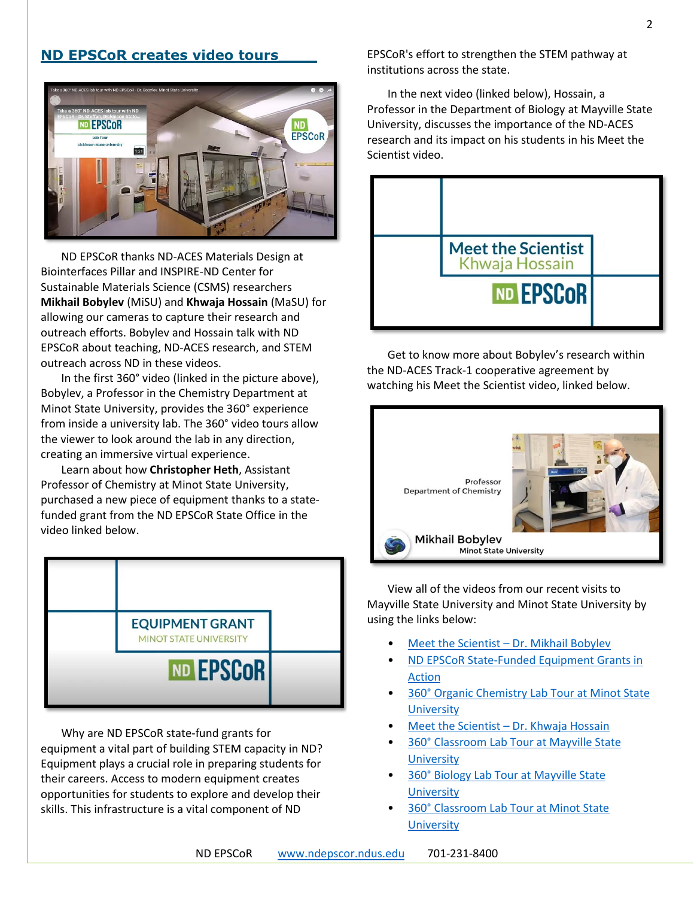## ND EPSCoR creates video tours

ND EPSCoR thanks ND-ACES Materials Design at Biointerfaces Pillar and INSPIRE-ND Center for Sustainable Materials Science (CSMS) researchers **Mikhail Bobylev** (MiSU) and **Khwaja Hossain** (MaSU) for allowing our cameras to capture their research and outreach efforts. Bobylev and Hossain talk with ND EPSCoR about teaching, ND-ACES research, and STEM outreach across ND in these videos.

In the first 360° video (linked in the picture above), Bobylev, a Professor in the Chemistry Department at Minot State University, provides the 360° experience from inside a university lab. The 360° video tours allow the viewer to look around the lab in any direction, creating an immersive virtual experience.

Learn about how **Christopher Heth**, Assistant Professor of Chemistry at Minot State University, purchased a new piece of equipment thanks to a state-funded grant from the ND EPSCoR State Office in the video linked below.

Why are ND EPSCoR state-fund grants for equipment a vital part of building STEM capacity in ND? Equipment plays a crucial role in preparing students for their careers. Access to modern equipment creates opportunities for students to explore and develop their skills. This infrastructure is a vital component of ND EPSCoR's effort to strengthen the STEM pathway at institutions across the state.

In the next video (linked below), Hossain, a Professor in the Department of Biology at Mayville State University, discusses the importance of the ND-ACES research and its impact on his students in his Meet the Scientist video.

Get to know more about Bobylev's research within the ND-ACES Track-1 cooperative agreement by watching his Meet the Scientist video, linked below.

View all of the videos from our recent visits to Mayville State University and Minot State University by using the links below:

- Meet the Scientist – Dr. Mikhail Bobylev
- ND EPSCoR State-Funded Equipment Grants in Action
- 360° Organic Chemistry Lab Tour at Minot State University
- Meet the Scientist – Dr. Khwaja Hossain
- 360° Classroom Lab Tour at Mayville State University
- 360° Biology Lab Tour at Mayville State University
- 360° Classroom Lab Tour at Minot State University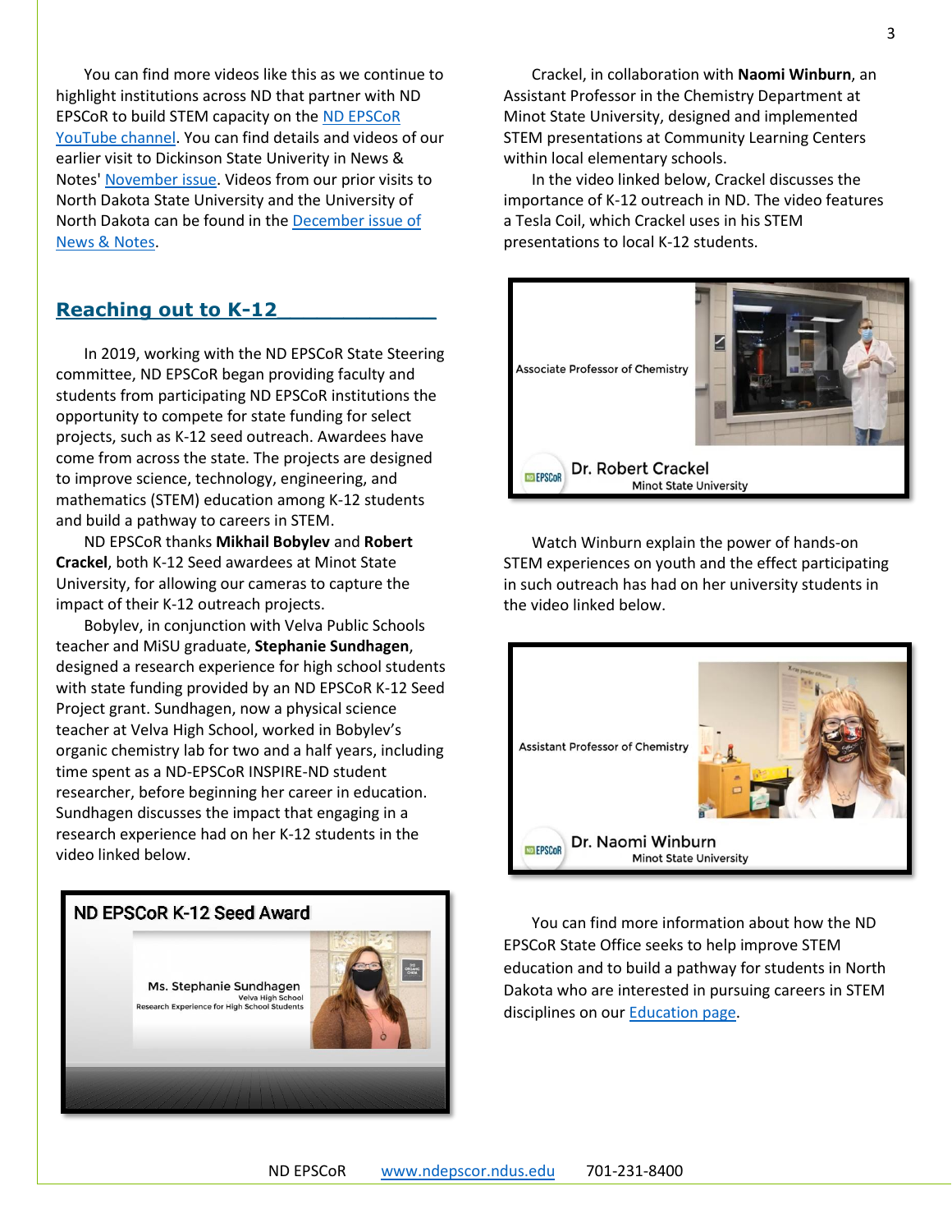You can find more videos like this as we continue to highlight institutions across ND that partner with ND EPSCoR to build STEM capacity on the ND EPSCoR YouTube channel. You can find details and videos of our earlier visit to Dickinson State Univerity in News & Notes' November issue. Videos from our prior visits to North Dakota State University and the University of North Dakota can be found in the December issue of News & Notes.

## Reaching out to K-12

In 2019, working with the ND EPSCoR State Steering committee, ND EPSCoR began providing faculty and students from participating ND EPSCoR institutions the opportunity to compete for state funding for select projects, such as K-12 seed outreach. Awardees have come from across the state. The projects are designed to improve science, technology, engineering, and mathematics (STEM) education among K-12 students and build a pathway to careers in STEM.

ND EPSCoR thanks **Mikhail Bobylev** and **Robert Crackel**, both K-12 Seed awardees at Minot State University, for allowing our cameras to capture the impact of their K-12 outreach projects.

Bobylev, in conjunction with Velva Public Schools teacher and MiSU graduate, **Stephanie Sundhagen**, designed a research experience for high school students with state funding provided by an ND EPSCoR K-12 Seed Project grant. Sundhagen, now a physical science teacher at Velva High School, worked in Bobylev's organic chemistry lab for two and a half years, including time spent as a ND-EPSCoR INSPIRE-ND student researcher, before beginning her career in education. Sundhagen discusses the impact that engaging in a research experience had on her K-12 students in the video linked below.

ND EPSCoR K-12 Seed Award

Ms. Stephanie Sundhagen
Velva High School
Research Experience for High School Students

Crackel, in collaboration with **Naomi Winburn**, an Assistant Professor in the Chemistry Department at Minot State University, designed and implemented STEM presentations at Community Learning Centers within local elementary schools.

In the video linked below, Crackel discusses the importance of K-12 outreach in ND. The video features a Tesla Coil, which Crackel uses in his STEM presentations to local K-12 students.

Associate Professor of Chemistry

Dr. Robert Crackel
Minot State University

Watch Winburn explain the power of hands-on STEM experiences on youth and the effect participating in such outreach has had on her university students in the video linked below.

Assistant Professor of Chemistry

Dr. Naomi Winburn
Minot State University

You can find more information about how the ND EPSCoR State Office seeks to help improve STEM education and to build a pathway for students in North Dakota who are interested in pursuing careers in STEM disciplines on our Education page.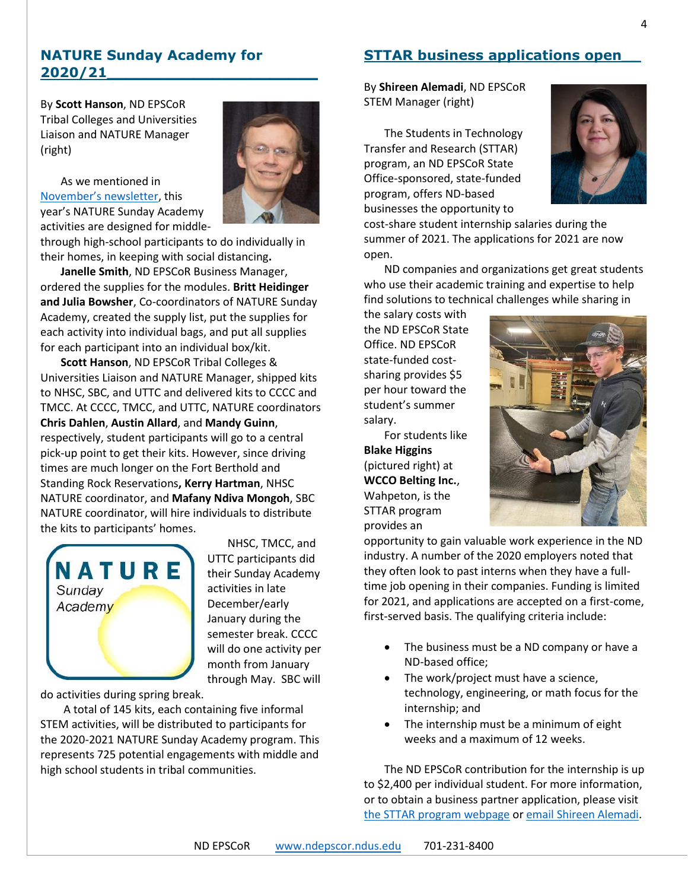## NATURE Sunday Academy for 2020/21

By **Scott Hanson**, ND EPSCoR Tribal Colleges and Universities Liaison and NATURE Manager (right)

As we mentioned in November's newsletter, this year's NATURE Sunday Academy activities are designed for middle- through high-school participants to do individually in their homes, in keeping with social distancing**.**

**Janelle Smith**, ND EPSCoR Business Manager, ordered the supplies for the modules. **Britt Heidinger and Julia Bowsher**, Co-coordinators of NATURE Sunday Academy, created the supply list, put the supplies for each activity into individual bags, and put all supplies for each participant into an individual box/kit.

**Scott Hanson**, ND EPSCoR Tribal Colleges & Universities Liaison and NATURE Manager, shipped kits to NHSC, SBC, and UTTC and delivered kits to CCCC and TMCC. At CCCC, TMCC, and UTTC, NATURE coordinators **Chris Dahlen**, **Austin Allard**, and **Mandy Guinn**, respectively, student participants will go to a central pick-up point to get their kits. However, since driving times are much longer on the Fort Berthold and Standing Rock Reservations**, Kerry Hartman**, NHSC NATURE coordinator, and **Mafany Ndiva Mongoh**, SBC NATURE coordinator, will hire individuals to distribute the kits to participants' homes.

NHSC, TMCC, and UTTC participants did their Sunday Academy activities in late December/early January during the semester break. CCCC will do one activity per month from January through May. SBC will do activities during spring break.

A total of 145 kits, each containing five informal STEM activities, will be distributed to participants for the 2020-2021 NATURE Sunday Academy program. This represents 725 potential engagements with middle and high school students in tribal communities.

## STTAR business applications open

By **Shireen Alemadi**, ND EPSCoR STEM Manager (right)

The Students in Technology Transfer and Research (STTAR) program, an ND EPSCoR State Office-sponsored, state-funded program, offers ND-based businesses the opportunity to cost-share student internship salaries during the summer of 2021. The applications for 2021 are now open.

ND companies and organizations get great students who use their academic training and expertise to help find solutions to technical challenges while sharing in the salary costs with the ND EPSCoR State Office. ND EPSCoR state-funded cost-sharing provides $5 per hour toward the student's summer salary.

For students like **Blake Higgins** (pictured right) at **WCCO Belting Inc.**, Wahpeton, is the STTAR program provides an opportunity to gain valuable work experience in the ND industry. A number of the 2020 employers noted that they often look to past interns when they have a full-time job opening in their companies. Funding is limited for 2021, and applications are accepted on a first-come, first-served basis. The qualifying criteria include:

- The business must be a ND company or have a ND-based office;
- The work/project must have a science, technology, engineering, or math focus for the internship; and
- The internship must be a minimum of eight weeks and a maximum of 12 weeks.

The ND EPSCoR contribution for the internship is up to $2,400 per individual student. For more information, or to obtain a business partner application, please visit the STTAR program webpage or email Shireen Alemadi.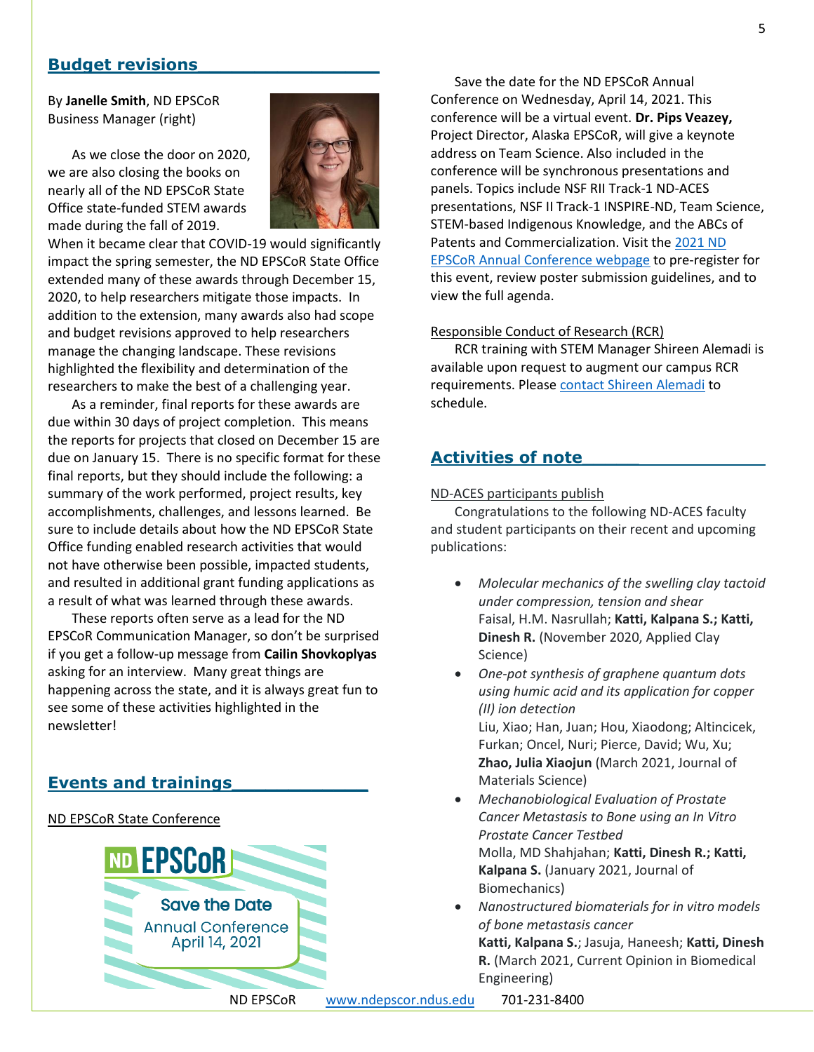## Budget revisions

By **Janelle Smith**, ND EPSCoR Business Manager (right)

As we close the door on 2020, we are also closing the books on nearly all of the ND EPSCoR State Office state-funded STEM awards made during the fall of 2019. When it became clear that COVID-19 would significantly impact the spring semester, the ND EPSCoR State Office extended many of these awards through December 15, 2020, to help researchers mitigate those impacts. In addition to the extension, many awards also had scope and budget revisions approved to help researchers manage the changing landscape. These revisions highlighted the flexibility and determination of the researchers to make the best of a challenging year.

As a reminder, final reports for these awards are due within 30 days of project completion. This means the reports for projects that closed on December 15 are due on January 15. There is no specific format for these final reports, but they should include the following: a summary of the work performed, project results, key accomplishments, challenges, and lessons learned. Be sure to include details about how the ND EPSCoR State Office funding enabled research activities that would not have otherwise been possible, impacted students, and resulted in additional grant funding applications as a result of what was learned through these awards.

These reports often serve as a lead for the ND EPSCoR Communication Manager, so don't be surprised if you get a follow-up message from **Cailin Shovkoplyas** asking for an interview. Many great things are happening across the state, and it is always great fun to see some of these activities highlighted in the newsletter!

## Events and trainings

ND EPSCoR State Conference

ND EPSCoR
Save the Date
Annual Conference
April 14, 2021

Save the date for the ND EPSCoR Annual Conference on Wednesday, April 14, 2021. This conference will be a virtual event. **Dr. Pips Veazey,** Project Director, Alaska EPSCoR, will give a keynote address on Team Science. Also included in the conference will be synchronous presentations and panels. Topics include NSF RII Track-1 ND-ACES presentations, NSF II Track-1 INSPIRE-ND, Team Science, STEM-based Indigenous Knowledge, and the ABCs of Patents and Commercialization. Visit the 2021 ND EPSCoR Annual Conference webpage to pre-register for this event, review poster submission guidelines, and to view the full agenda.

Responsible Conduct of Research (RCR)

RCR training with STEM Manager Shireen Alemadi is available upon request to augment our campus RCR requirements. Please contact Shireen Alemadi to schedule.

## Activities of note

ND-ACES participants publish

Congratulations to the following ND-ACES faculty and student participants on their recent and upcoming publications:

- *Molecular mechanics of the swelling clay tactoid under compression, tension and shear*
  Faisal, H.M. Nasrullah; **Katti, Kalpana S.; Katti, Dinesh R.** (November 2020, Applied Clay Science)
- *One-pot synthesis of graphene quantum dots using humic acid and its application for copper (II) ion detection*
  Liu, Xiao; Han, Juan; Hou, Xiaodong; Altincicek, Furkan; Oncel, Nuri; Pierce, David; Wu, Xu; **Zhao, Julia Xiaojun** (March 2021, Journal of Materials Science)
- *Mechanobiological Evaluation of Prostate Cancer Metastasis to Bone using an In Vitro Prostate Cancer Testbed*
  Molla, MD Shahjahan; **Katti, Dinesh R.; Katti, Kalpana S.** (January 2021, Journal of Biomechanics)
- *Nanostructured biomaterials for in vitro models of bone metastasis cancer*
  **Katti, Kalpana S.**; Jasuja, Haneesh; **Katti, Dinesh R.** (March 2021, Current Opinion in Biomedical Engineering)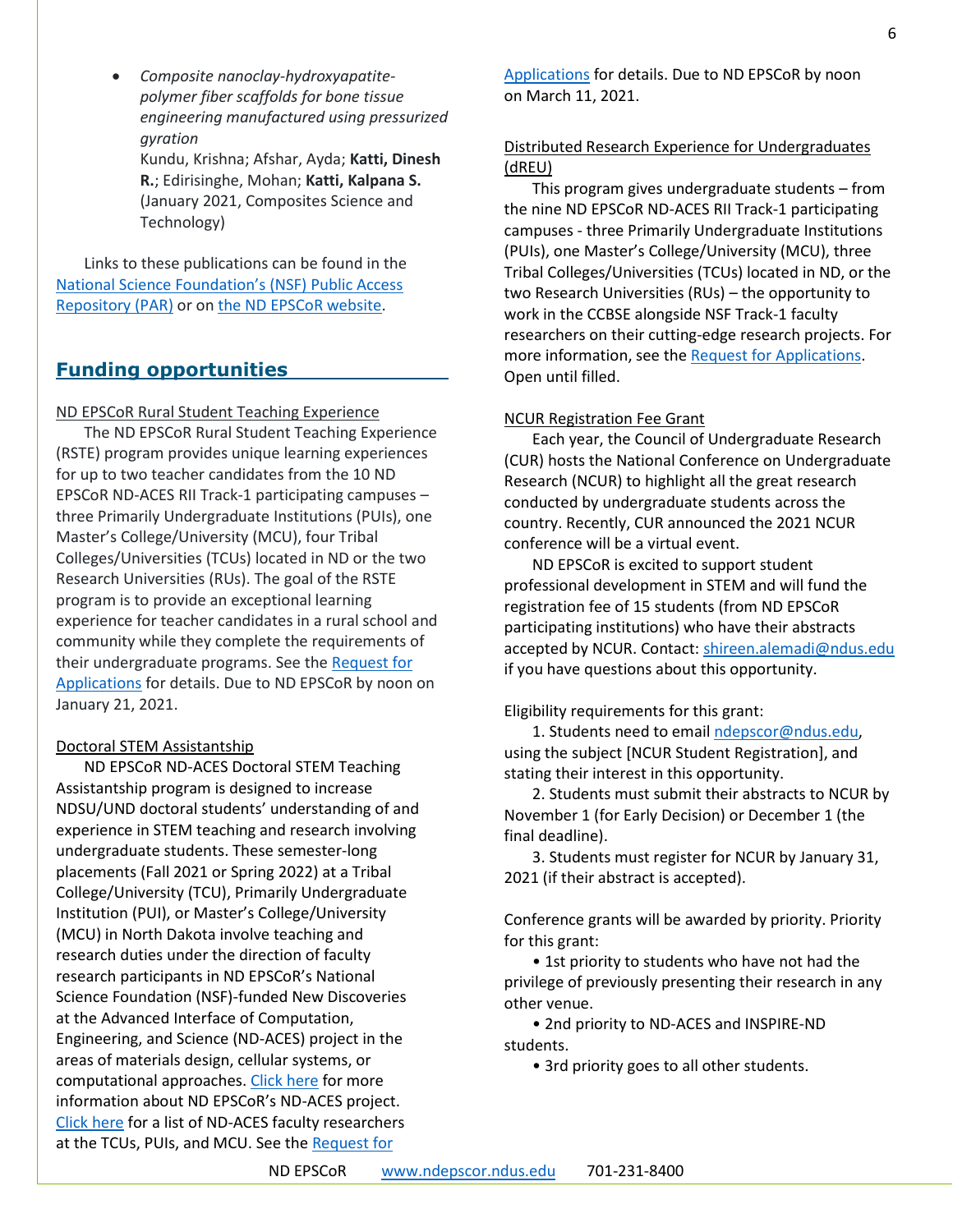- *Composite nanoclay-hydroxyapatite-polymer fiber scaffolds for bone tissue engineering manufactured using pressurized gyration*
  Kundu, Krishna; Afshar, Ayda; **Katti, Dinesh R.**; Edirisinghe, Mohan; **Katti, Kalpana S.** (January 2021, Composites Science and Technology)

Links to these publications can be found in the National Science Foundation's (NSF) Public Access Repository (PAR) or on the ND EPSCoR website.

## Funding opportunities

ND EPSCoR Rural Student Teaching Experience

The ND EPSCoR Rural Student Teaching Experience (RSTE) program provides unique learning experiences for up to two teacher candidates from the 10 ND EPSCoR ND-ACES RII Track-1 participating campuses – three Primarily Undergraduate Institutions (PUIs), one Master's College/University (MCU), four Tribal Colleges/Universities (TCUs) located in ND or the two Research Universities (RUs). The goal of the RSTE program is to provide an exceptional learning experience for teacher candidates in a rural school and community while they complete the requirements of their undergraduate programs. See the Request for Applications for details. Due to ND EPSCoR by noon on January 21, 2021.

Doctoral STEM Assistantship

ND EPSCoR ND-ACES Doctoral STEM Teaching Assistantship program is designed to increase NDSU/UND doctoral students' understanding of and experience in STEM teaching and research involving undergraduate students. These semester-long placements (Fall 2021 or Spring 2022) at a Tribal College/University (TCU), Primarily Undergraduate Institution (PUI), or Master's College/University (MCU) in North Dakota involve teaching and research duties under the direction of faculty research participants in ND EPSCoR's National Science Foundation (NSF)-funded New Discoveries at the Advanced Interface of Computation, Engineering, and Science (ND-ACES) project in the areas of materials design, cellular systems, or computational approaches. Click here for more information about ND EPSCoR's ND-ACES project. Click here for a list of ND-ACES faculty researchers at the TCUs, PUIs, and MCU. See the Request for Applications for details. Due to ND EPSCoR by noon on March 11, 2021.

Distributed Research Experience for Undergraduates (dREU)

This program gives undergraduate students – from the nine ND EPSCoR ND-ACES RII Track-1 participating campuses - three Primarily Undergraduate Institutions (PUIs), one Master's College/University (MCU), three Tribal Colleges/Universities (TCUs) located in ND, or the two Research Universities (RUs) – the opportunity to work in the CCBSE alongside NSF Track-1 faculty researchers on their cutting-edge research projects. For more information, see the Request for Applications. Open until filled.

NCUR Registration Fee Grant

Each year, the Council of Undergraduate Research (CUR) hosts the National Conference on Undergraduate Research (NCUR) to highlight all the great research conducted by undergraduate students across the country. Recently, CUR announced the 2021 NCUR conference will be a virtual event.

ND EPSCoR is excited to support student professional development in STEM and will fund the registration fee of 15 students (from ND EPSCoR participating institutions) who have their abstracts accepted by NCUR. Contact: shireen.alemadi@ndus.edu if you have questions about this opportunity.

Eligibility requirements for this grant:

1. Students need to email ndepscor@ndus.edu, using the subject [NCUR Student Registration], and stating their interest in this opportunity.
2. Students must submit their abstracts to NCUR by November 1 (for Early Decision) or December 1 (the final deadline).
3. Students must register for NCUR by January 31, 2021 (if their abstract is accepted).

Conference grants will be awarded by priority. Priority for this grant:

- 1st priority to students who have not had the privilege of previously presenting their research in any other venue.
- 2nd priority to ND-ACES and INSPIRE-ND students.
- 3rd priority goes to all other students.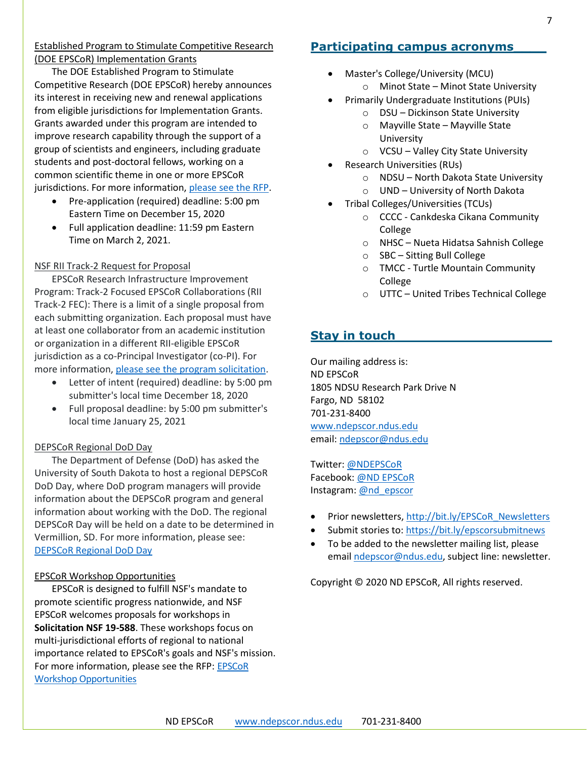Established Program to Stimulate Competitive Research (DOE EPSCoR) Implementation Grants

The DOE Established Program to Stimulate Competitive Research (DOE EPSCoR) hereby announces its interest in receiving new and renewal applications from eligible jurisdictions for Implementation Grants. Grants awarded under this program are intended to improve research capability through the support of a group of scientists and engineers, including graduate students and post-doctoral fellows, working on a common scientific theme in one or more EPSCoR jurisdictions. For more information, please see the RFP.

- Pre-application (required) deadline: 5:00 pm Eastern Time on December 15, 2020
- Full application deadline: 11:59 pm Eastern Time on March 2, 2021.

NSF RII Track-2 Request for Proposal

EPSCoR Research Infrastructure Improvement Program: Track-2 Focused EPSCoR Collaborations (RII Track-2 FEC): There is a limit of a single proposal from each submitting organization. Each proposal must have at least one collaborator from an academic institution or organization in a different RII-eligible EPSCoR jurisdiction as a co-Principal Investigator (co-PI). For more information, please see the program solicitation.

- Letter of intent (required) deadline: by 5:00 pm submitter's local time December 18, 2020
- Full proposal deadline: by 5:00 pm submitter's local time January 25, 2021

DEPSCoR Regional DoD Day

The Department of Defense (DoD) has asked the University of South Dakota to host a regional DEPSCoR DoD Day, where DoD program managers will provide information about the DEPSCoR program and general information about working with the DoD. The regional DEPSCoR Day will be held on a date to be determined in Vermillion, SD. For more information, please see: DEPSCoR Regional DoD Day

EPSCoR Workshop Opportunities

EPSCoR is designed to fulfill NSF's mandate to promote scientific progress nationwide, and NSF EPSCoR welcomes proposals for workshops in **Solicitation NSF 19-588**. These workshops focus on multi-jurisdictional efforts of regional to national importance related to EPSCoR's goals and NSF's mission. For more information, please see the RFP: EPSCoR Workshop Opportunities

## Participating campus acronyms

- Master's College/University (MCU)
  - Minot State – Minot State University
- Primarily Undergraduate Institutions (PUIs)
  - DSU – Dickinson State University
  - Mayville State – Mayville State University
  - VCSU – Valley City State University
- Research Universities (RUs)
  - NDSU – North Dakota State University
  - UND – University of North Dakota
- Tribal Colleges/Universities (TCUs)
  - CCCC - Cankdeska Cikana Community College
  - NHSC – Nueta Hidatsa Sahnish College
  - SBC – Sitting Bull College
  - TMCC - Turtle Mountain Community College
  - UTTC – United Tribes Technical College

## Stay in touch

Our mailing address is:
ND EPSCoR
1805 NDSU Research Park Drive N
Fargo, ND 58102
701-231-8400
www.ndepscor.ndus.edu
email: ndepscor@ndus.edu

Twitter: @NDEPSCoR
Facebook: @ND EPSCoR
Instagram: @nd_epscor

- Prior newsletters, http://bit.ly/EPSCoR_Newsletters
- Submit stories to: https://bit.ly/epscorsubmitnews
- To be added to the newsletter mailing list, please email ndepscor@ndus.edu, subject line: newsletter.

Copyright © 2020 ND EPSCoR, All rights reserved.